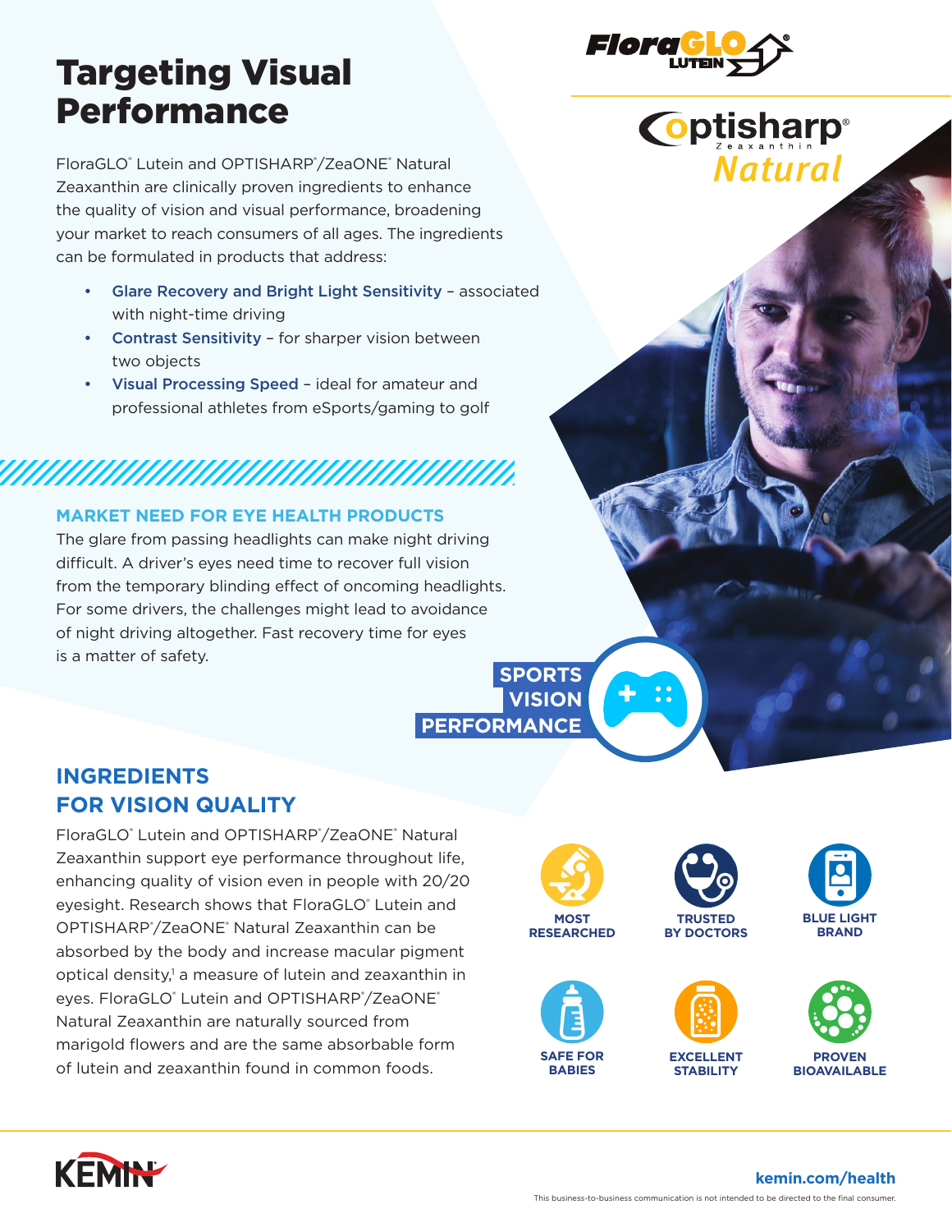# Targeting Visual Performance

FloraGLO® Lutein and OPTISHARP®/ZeaONE® Natural Zeaxanthin are clinically proven ingredients to enhance the quality of vision and visual performance, broadening your market to reach consumers of all ages. The ingredients can be formulated in products that address:

- **Glare Recovery and Bright Light Sensitivity** – associated with night-time driving
- **Contrast Sensitivity** – for sharper vision between two objects
- **Visual Processing Speed** – ideal for amateur and professional athletes from eSports/gaming to golf

FloraGLO LUTEIN

Optisharp Zeaxanthin Natural

## MARKET NEED FOR EYE HEALTH PRODUCTS

The glare from passing headlights can make night driving difficult. A driver's eyes need time to recover full vision from the temporary blinding effect of oncoming headlights. For some drivers, the challenges might lead to avoidance of night driving altogether. Fast recovery time for eyes is a matter of safety.

**SPORTS VISION PERFORMANCE**

## INGREDIENTS FOR VISION QUALITY

FloraGLO® Lutein and OPTISHARP®/ZeaONE® Natural Zeaxanthin support eye performance throughout life, enhancing quality of vision even in people with 20/20 eyesight. Research shows that FloraGLO® Lutein and OPTISHARP®/ZeaONE® Natural Zeaxanthin can be absorbed by the body and increase macular pigment optical density,[1] a measure of lutein and zeaxanthin in eyes. FloraGLO® Lutein and OPTISHARP®/ZeaONE® Natural Zeaxanthin are naturally sourced from marigold flowers and are the same absorbable form of lutein and zeaxanthin found in common foods.

- MOST RESEARCHED
- TRUSTED BY DOCTORS
- BLUE LIGHT BRAND
- SAFE FOR BABIES
- EXCELLENT STABILITY
- PROVEN BIOAVAILABLE

KEMIN

kemin.com/health

This business-to-business communication is not intended to be directed to the final consumer.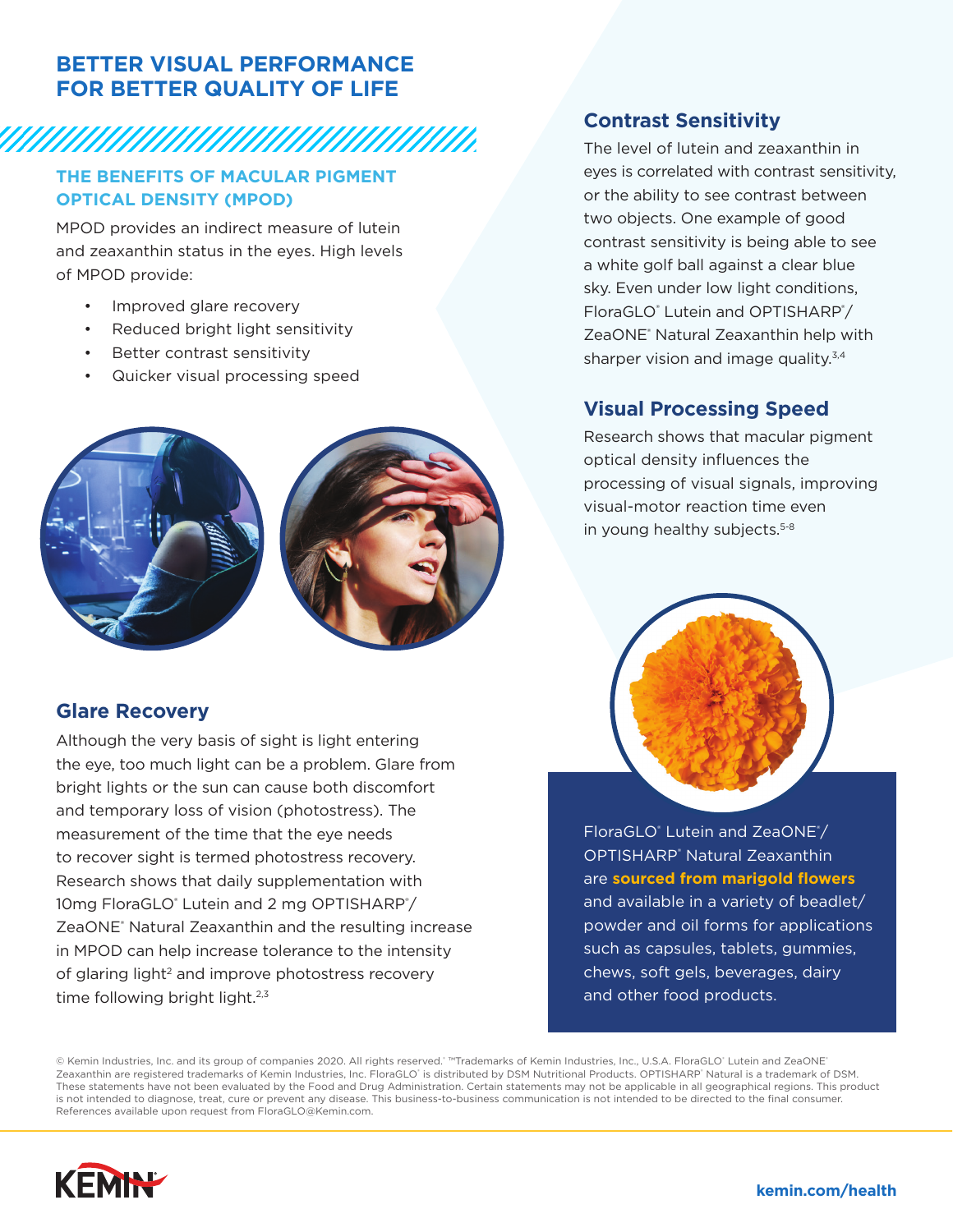# BETTER VISUAL PERFORMANCE FOR BETTER QUALITY OF LIFE

## THE BENEFITS OF MACULAR PIGMENT OPTICAL DENSITY (MPOD)

MPOD provides an indirect measure of lutein and zeaxanthin status in the eyes. High levels of MPOD provide:

- Improved glare recovery
- Reduced bright light sensitivity
- Better contrast sensitivity
- Quicker visual processing speed

## Glare Recovery

Although the very basis of sight is light entering the eye, too much light can be a problem. Glare from bright lights or the sun can cause both discomfort and temporary loss of vision (photostress). The measurement of the time that the eye needs to recover sight is termed photostress recovery. Research shows that daily supplementation with 10mg FloraGLO® Lutein and 2 mg OPTISHARP®/ ZeaONE® Natural Zeaxanthin and the resulting increase in MPOD can help increase tolerance to the intensity of glaring light[2] and improve photostress recovery time following bright light.[2,3]

## Contrast Sensitivity

The level of lutein and zeaxanthin in eyes is correlated with contrast sensitivity, or the ability to see contrast between two objects. One example of good contrast sensitivity is being able to see a white golf ball against a clear blue sky. Even under low light conditions, FloraGLO® Lutein and OPTISHARP®/ ZeaONE® Natural Zeaxanthin help with sharper vision and image quality.[3,4]

## Visual Processing Speed

Research shows that macular pigment optical density influences the processing of visual signals, improving visual-motor reaction time even in young healthy subjects.[5-8]

FloraGLO® Lutein and ZeaONE®/ OPTISHARP® Natural Zeaxanthin are **sourced from marigold flowers** and available in a variety of beadlet/ powder and oil forms for applications such as capsules, tablets, gummies, chews, soft gels, beverages, dairy and other food products.

© Kemin Industries, Inc. and its group of companies 2020. All rights reserved.® ™Trademarks of Kemin Industries, Inc., U.S.A. FloraGLO® Lutein and ZeaONE® Zeaxanthin are registered trademarks of Kemin Industries, Inc. FloraGLO® is distributed by DSM Nutritional Products. OPTISHARP® Natural is a trademark of DSM. These statements have not been evaluated by the Food and Drug Administration. Certain statements may not be applicable in all geographical regions. This product is not intended to diagnose, treat, cure or prevent any disease. This business-to-business communication is not intended to be directed to the final consumer. References available upon request from FloraGLO@Kemin.com.

KEMIN

kemin.com/health